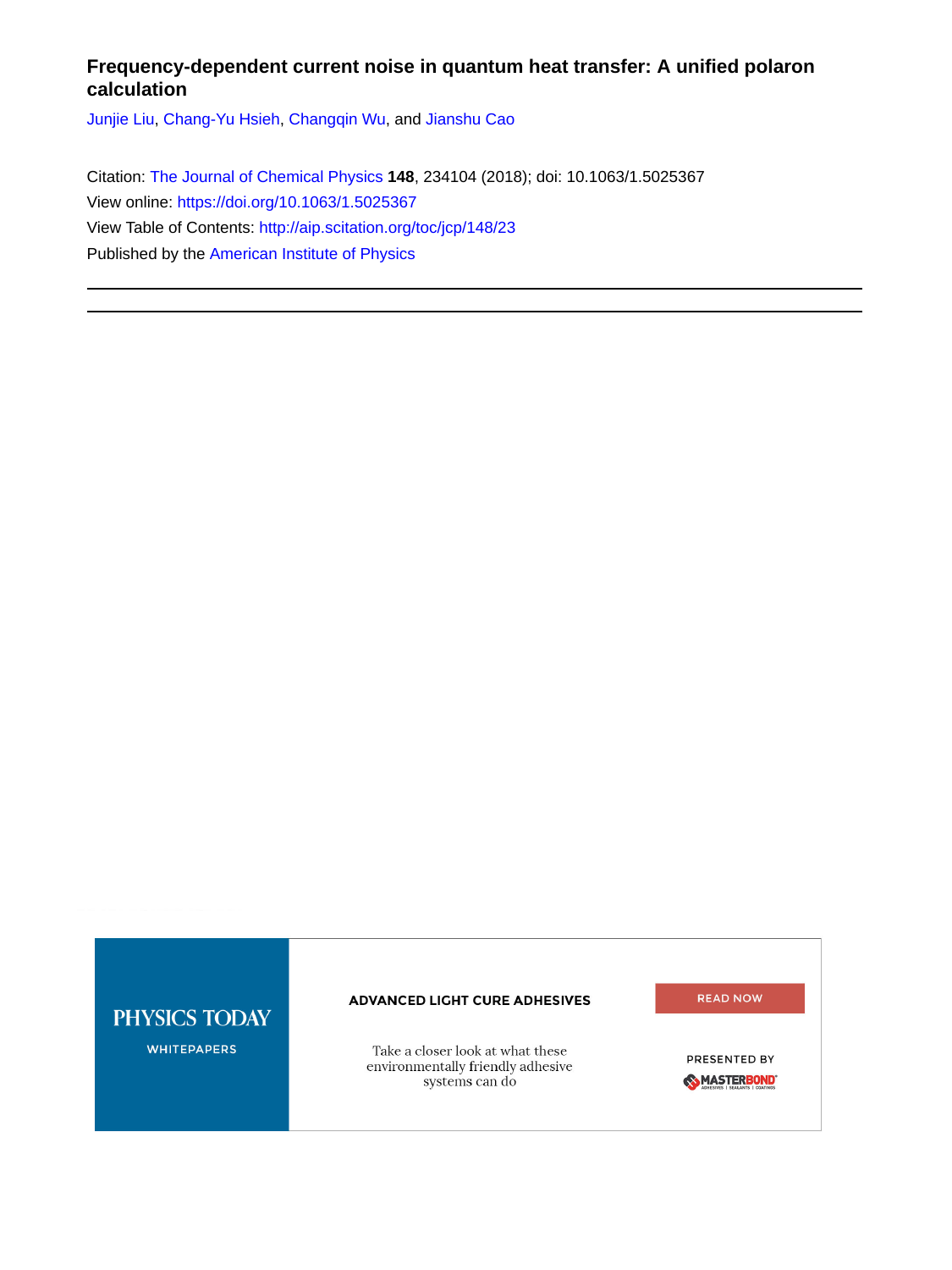# Frequency-dependent current noise in quantum heat transfer: A unified polaron calculation

Junjie Liu, Chang-Yu Hsieh, Changqin Wu, and Jianshu Cao

Citation: The Journal of Chemical Physics **148**, 234104 (2018); doi: 10.1063/1.5025367

View online: https://doi.org/10.1063/1.5025367

View Table of Contents: http://aip.scitation.org/toc/jcp/148/23

Published by the American Institute of Physics

---

---

PHYSICS TODAY

WHITEPAPERS

ADVANCED LIGHT CURE ADHESIVES

Take a closer look at what these environmentally friendly adhesive systems can do

READ NOW

PRESENTED BY

MASTERBOND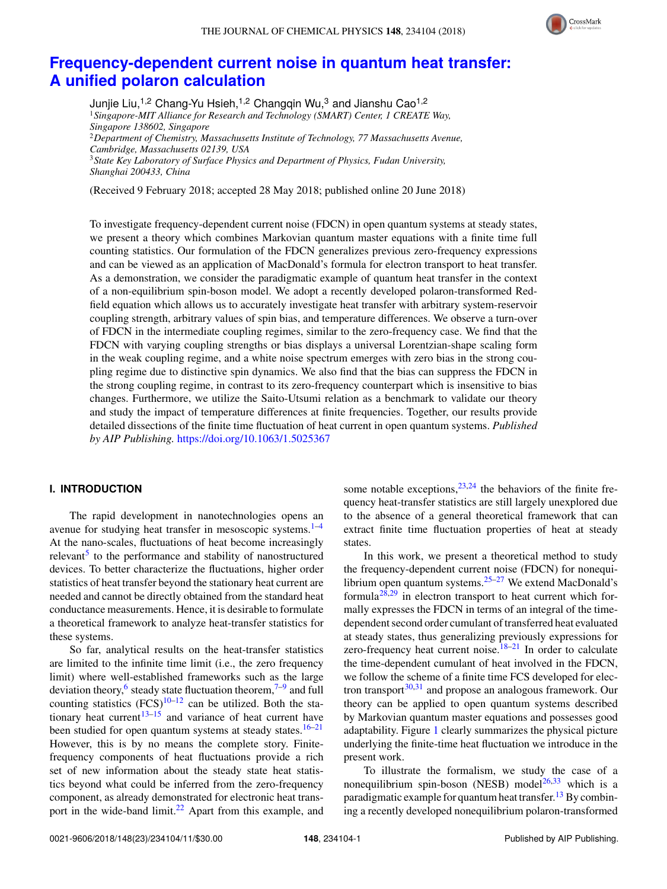# Frequency-dependent current noise in quantum heat transfer: A unified polaron calculation

Junjie Liu,[1,2] Chang-Yu Hsieh,[1,2] Changqin Wu,[3] and Jianshu Cao[1,2]

[1]Singapore-MIT Alliance for Research and Technology (SMART) Center, 1 CREATE Way, Singapore 138602, Singapore

[2]Department of Chemistry, Massachusetts Institute of Technology, 77 Massachusetts Avenue, Cambridge, Massachusetts 02139, USA

[3]State Key Laboratory of Surface Physics and Department of Physics, Fudan University, Shanghai 200433, China

(Received 9 February 2018; accepted 28 May 2018; published online 20 June 2018)

To investigate frequency-dependent current noise (FDCN) in open quantum systems at steady states, we present a theory which combines Markovian quantum master equations with a finite time full counting statistics. Our formulation of the FDCN generalizes previous zero-frequency expressions and can be viewed as an application of MacDonald's formula for electron transport to heat transfer. As a demonstration, we consider the paradigmatic example of quantum heat transfer in the context of a non-equilibrium spin-boson model. We adopt a recently developed polaron-transformed Redfield equation which allows us to accurately investigate heat transfer with arbitrary system-reservoir coupling strength, arbitrary values of spin bias, and temperature differences. We observe a turn-over of FDCN in the intermediate coupling regimes, similar to the zero-frequency case. We find that the FDCN with varying coupling strengths or bias displays a universal Lorentzian-shape scaling form in the weak coupling regime, and a white noise spectrum emerges with zero bias in the strong coupling regime due to distinctive spin dynamics. We also find that the bias can suppress the FDCN in the strong coupling regime, in contrast to its zero-frequency counterpart which is insensitive to bias changes. Furthermore, we utilize the Saito-Utsumi relation as a benchmark to validate our theory and study the impact of temperature differences at finite frequencies. Together, our results provide detailed dissections of the finite time fluctuation of heat current in open quantum systems. *Published by AIP Publishing.* https://doi.org/10.1063/1.5025367

## I. INTRODUCTION

The rapid development in nanotechnologies opens an avenue for studying heat transfer in mesoscopic systems.[1–4] At the nano-scales, fluctuations of heat become increasingly relevant[5] to the performance and stability of nanostructured devices. To better characterize the fluctuations, higher order statistics of heat transfer beyond the stationary heat current are needed and cannot be directly obtained from the standard heat conductance measurements. Hence, it is desirable to formulate a theoretical framework to analyze heat-transfer statistics for these systems.

So far, analytical results on the heat-transfer statistics are limited to the infinite time limit (i.e., the zero frequency limit) where well-established frameworks such as the large deviation theory,[6] steady state fluctuation theorem,[7–9] and full counting statistics (FCS)[10–12] can be utilized. Both the stationary heat current[13–15] and variance of heat current have been studied for open quantum systems at steady states.[16–21] However, this is by no means the complete story. Finite-frequency components of heat fluctuations provide a rich set of new information about the steady state heat statistics beyond what could be inferred from the zero-frequency component, as already demonstrated for electronic heat transport in the wide-band limit.[22] Apart from this example, and some notable exceptions,[23,24] the behaviors of the finite frequency heat-transfer statistics are still largely unexplored due to the absence of a general theoretical framework that can extract finite time fluctuation properties of heat at steady states.

In this work, we present a theoretical method to study the frequency-dependent current noise (FDCN) for nonequilibrium open quantum systems.[25–27] We extend MacDonald's formula[28,29] in electron transport to heat current which formally expresses the FDCN in terms of an integral of the time-dependent second order cumulant of transferred heat evaluated at steady states, thus generalizing previously expressions for zero-frequency heat current noise.[18–21] In order to calculate the time-dependent cumulant of heat involved in the FDCN, we follow the scheme of a finite time FCS developed for electron transport[30,31] and propose an analogous framework. Our theory can be applied to open quantum systems described by Markovian quantum master equations and possesses good adaptability. Figure 1 clearly summarizes the physical picture underlying the finite-time heat fluctuation we introduce in the present work.

To illustrate the formalism, we study the case of a nonequilibrium spin-boson (NESB) model[26,33] which is a paradigmatic example for quantum heat transfer.[13] By combining a recently developed nonequilibrium polaron-transformed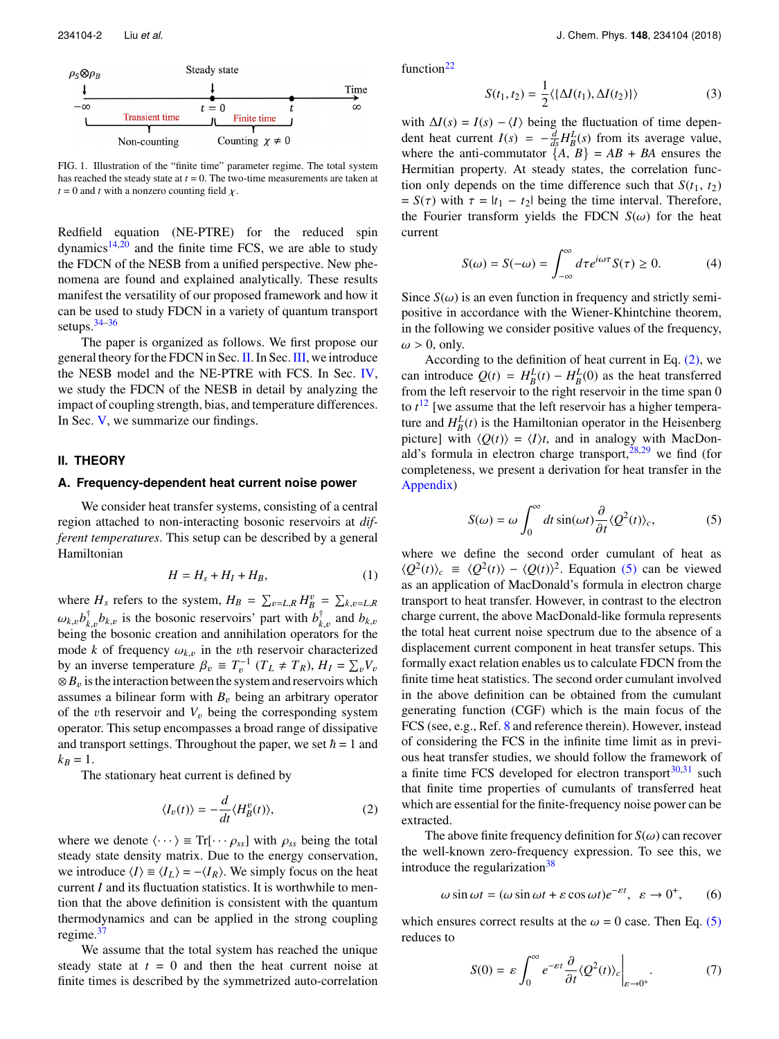FIG. 1. Illustration of the "finite time" parameter regime. The total system has reached the steady state at $t = 0$. The two-time measurements are taken at $t = 0$ and $t$ with a nonzero counting field $\chi$.

Redfield equation (NE-PTRE) for the reduced spin dynamics[14,20] and the finite time FCS, we are able to study the FDCN of the NESB from a unified perspective. New phenomena are found and explained analytically. These results manifest the versatility of our proposed framework and how it can be used to study FDCN in a variety of quantum transport setups.[34–36]

The paper is organized as follows. We first propose our general theory for the FDCN in Sec. II. In Sec. III, we introduce the NESB model and the NE-PTRE with FCS. In Sec. IV, we study the FDCN of the NESB in detail by analyzing the impact of coupling strength, bias, and temperature differences. In Sec. V, we summarize our findings.

## II. THEORY

### A. Frequency-dependent heat current noise power

We consider heat transfer systems, consisting of a central region attached to non-interacting bosonic reservoirs at *different temperatures*. This setup can be described by a general Hamiltonian

$$H = H_s + H_I + H_B, \tag{1}$$

where $H_s$ refers to the system, $H_B = \sum_{v=L,R} H_B^v = \sum_{k,v=L,R} \omega_{k,v} b_{k,v}^\dagger b_{k,v}$ is the bosonic reservoirs' part with $b_{k,v}^\dagger$ and $b_{k,v}$ being the bosonic creation and annihilation operators for the mode $k$ of frequency $\omega_{k,v}$ in the $v$th reservoir characterized by an inverse temperature $\beta_v \equiv T_v^{-1}$ ($T_L \neq T_R$), $H_I = \sum_v V_v \otimes B_v$ is the interaction between the system and reservoirs which assumes a bilinear form with $B_v$ being an arbitrary operator of the $v$th reservoir and $V_v$ being the corresponding system operator. This setup encompasses a broad range of dissipative and transport settings. Throughout the paper, we set $\hbar = 1$ and $k_B = 1$.

The stationary heat current is defined by

$$\langle I_v(t)\rangle = -\frac{d}{dt}\langle H_B^v(t)\rangle, \tag{2}$$

where we denote $\langle \cdots \rangle \equiv \mathrm{Tr}[\cdots \rho_{ss}]$ with $\rho_{ss}$ being the total steady state density matrix. Due to the energy conservation, we introduce $\langle I\rangle \equiv \langle I_L\rangle = -\langle I_R\rangle$. We simply focus on the heat current $I$ and its fluctuation statistics. It is worthwhile to mention that the above definition is consistent with the quantum thermodynamics and can be applied in the strong coupling regime.[37]

We assume that the total system has reached the unique steady state at $t = 0$ and then the heat current noise at finite times is described by the symmetrized auto-correlation function[22]

$$S(t_1, t_2) = \frac{1}{2}\langle\{\Delta I(t_1), \Delta I(t_2)\}\rangle \tag{3}$$

with $\Delta I(s) = I(s) - \langle I\rangle$ being the fluctuation of time dependent heat current $I(s) = -\frac{d}{ds}H_B^L(s)$ from its average value, where the anti-commutator $\{A, B\} = AB + BA$ ensures the Hermitian property. At steady states, the correlation function only depends on the time difference such that $S(t_1, t_2) = S(\tau)$ with $\tau = |t_1 - t_2|$ being the time interval. Therefore, the Fourier transform yields the FDCN $S(\omega)$ for the heat current

$$S(\omega) = S(-\omega) = \int_{-\infty}^{\infty} d\tau e^{i\omega\tau} S(\tau) \geq 0. \tag{4}$$

Since $S(\omega)$ is an even function in frequency and strictly semi-positive in accordance with the Wiener-Khintchine theorem, in the following we consider positive values of the frequency, $\omega > 0$, only.

According to the definition of heat current in Eq. (2), we can introduce $Q(t) = H_B^L(t) - H_B^L(0)$ as the heat transferred from the left reservoir to the right reservoir in the time span 0 to $t$[12] [we assume that the left reservoir has a higher temperature and $H_B^L(t)$ is the Hamiltonian operator in the Heisenberg picture] with $\langle Q(t)\rangle = \langle I\rangle t$, and in analogy with MacDonald's formula in electron charge transport,[28,29] we find (for completeness, we present a derivation for heat transfer in the Appendix)

$$S(\omega) = \omega \int_0^{\infty} dt \sin(\omega t) \frac{\partial}{\partial t}\langle Q^2(t)\rangle_c, \tag{5}$$

where we define the second order cumulant of heat as $\langle Q^2(t)\rangle_c \equiv \langle Q^2(t)\rangle - \langle Q(t)\rangle^2$. Equation (5) can be viewed as an application of MacDonald's formula in electron charge transport to heat transfer. However, in contrast to the electron charge current, the above MacDonald-like formula represents the total heat current noise spectrum due to the absence of a displacement current component in heat transfer setups. This formally exact relation enables us to calculate FDCN from the finite time heat statistics. The second order cumulant involved in the above definition can be obtained from the cumulant generating function (CGF) which is the main focus of the FCS (see, e.g., Ref. 8 and reference therein). However, instead of considering the FCS in the infinite time limit as in previous heat transfer studies, we should follow the framework of a finite time FCS developed for electron transport[30,31] such that finite time properties of cumulants of transferred heat which are essential for the finite-frequency noise power can be extracted.

The above finite frequency definition for $S(\omega)$ can recover the well-known zero-frequency expression. To see this, we introduce the regularization[38]

$$\omega \sin\omega t = (\omega\sin\omega t + \varepsilon\cos\omega t)e^{-\varepsilon t}, \quad \varepsilon \to 0^+, \tag{6}$$

which ensures correct results at the $\omega = 0$ case. Then Eq. (5) reduces to

$$S(0) = \varepsilon \int_0^{\infty} e^{-\varepsilon t} \frac{\partial}{\partial t}\langle Q^2(t)\rangle_c \Big|_{\varepsilon\to 0^+}. \tag{7}$$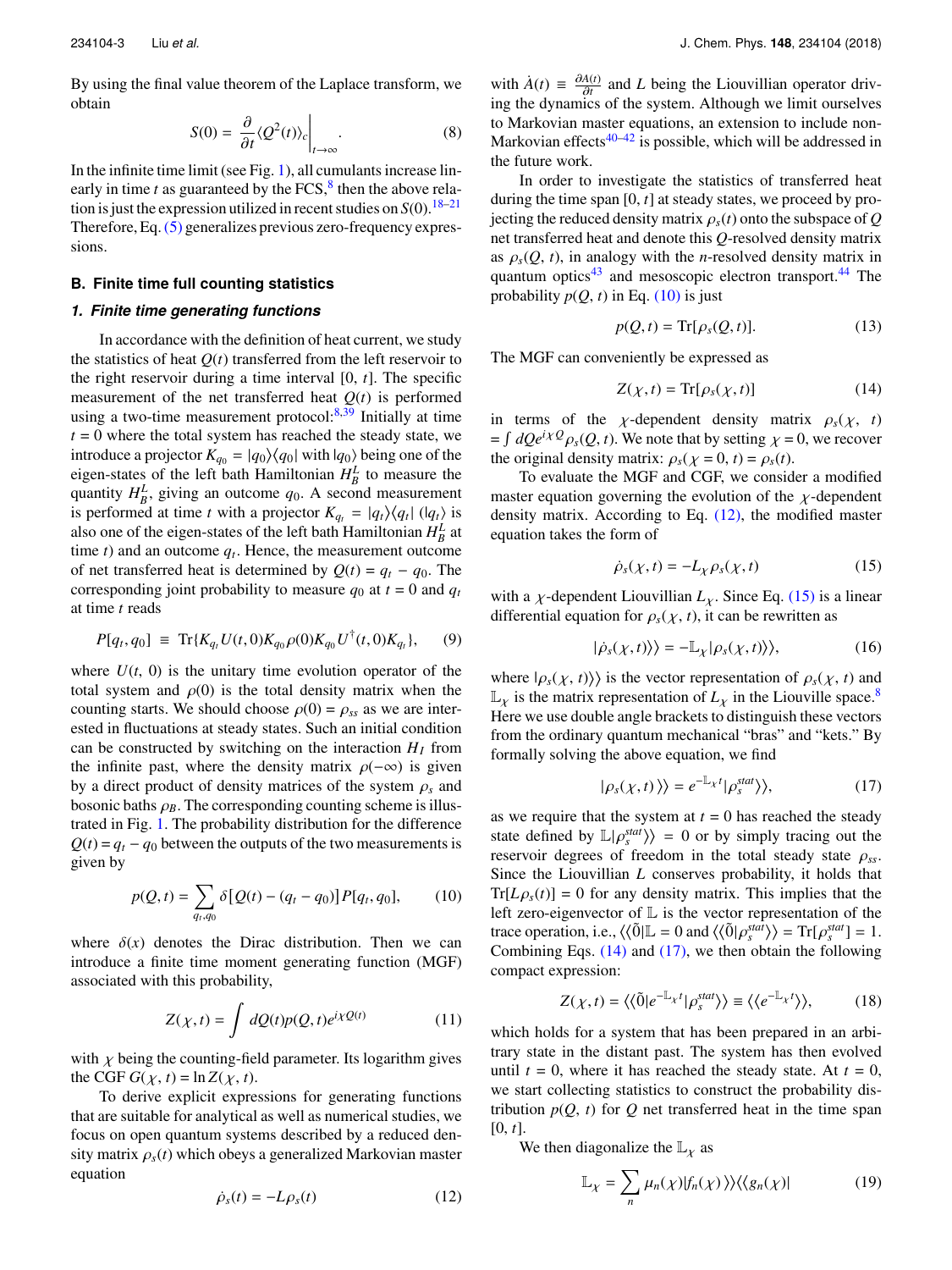By using the final value theorem of the Laplace transform, we obtain

$$S(0) = \frac{\partial}{\partial t}\langle Q^2(t)\rangle_c\bigg|_{t\to\infty}. \tag{8}$$

In the infinite time limit (see Fig. 1), all cumulants increase linearly in time $t$ as guaranteed by the FCS,[8] then the above relation is just the expression utilized in recent studies on $S(0)$.[18–21] Therefore, Eq. (5) generalizes previous zero-frequency expressions.

### B. Finite time full counting statistics

#### 1. Finite time generating functions

In accordance with the definition of heat current, we study the statistics of heat $Q(t)$ transferred from the left reservoir to the right reservoir during a time interval $[0, t]$. The specific measurement of the net transferred heat $Q(t)$ is performed using a two-time measurement protocol:[8,39] Initially at time $t = 0$ where the total system has reached the steady state, we introduce a projector $K_{q_0} = |q_0\rangle\langle q_0|$ with $|q_0\rangle$ being one of the eigen-states of the left bath Hamiltonian $H_B^L$ to measure the quantity $H_B^L$, giving an outcome $q_0$. A second measurement is performed at time $t$ with a projector $K_{q_t} = |q_t\rangle\langle q_t|$ ($|q_t\rangle$ is also one of the eigen-states of the left bath Hamiltonian $H_B^L$ at time $t$) and an outcome $q_t$. Hence, the measurement outcome of net transferred heat is determined by $Q(t) = q_t - q_0$. The corresponding joint probability to measure $q_0$ at $t = 0$ and $q_t$ at time $t$ reads

$$P[q_t, q_0] \equiv \mathrm{Tr}\{K_{q_t}U(t,0)K_{q_0}\rho(0)K_{q_0}U^\dagger(t,0)K_{q_t}\}, \tag{9}$$

where $U(t, 0)$ is the unitary time evolution operator of the total system and $\rho(0)$ is the total density matrix when the counting starts. We should choose $\rho(0) = \rho_{ss}$ as we are interested in fluctuations at steady states. Such an initial condition can be constructed by switching on the interaction $H_I$ from the infinite past, where the density matrix $\rho(-\infty)$ is given by a direct product of density matrices of the system $\rho_s$ and bosonic baths $\rho_B$. The corresponding counting scheme is illustrated in Fig. 1. The probability distribution for the difference $Q(t) = q_t - q_0$ between the outputs of the two measurements is given by

$$p(Q,t) = \sum_{q_t,q_0}\delta[Q(t) - (q_t - q_0)]P[q_t, q_0], \tag{10}$$

where $\delta(x)$ denotes the Dirac distribution. Then we can introduce a finite time moment generating function (MGF) associated with this probability,

$$Z(\chi,t) = \int dQ(t)p(Q,t)e^{i\chi Q(t)} \tag{11}$$

with $\chi$ being the counting-field parameter. Its logarithm gives the CGF $G(\chi, t) = \ln Z(\chi, t)$.

To derive explicit expressions for generating functions that are suitable for analytical as well as numerical studies, we focus on open quantum systems described by a reduced density matrix $\rho_s(t)$ which obeys a generalized Markovian master equation

$$\dot{\rho}_s(t) = -L\rho_s(t) \tag{12}$$

with $\dot{A}(t) \equiv \frac{\partial A(t)}{\partial t}$ and $L$ being the Liouvillian operator driving the dynamics of the system. Although we limit ourselves to Markovian master equations, an extension to include non-Markovian effects[40–42] is possible, which will be addressed in the future work.

In order to investigate the statistics of transferred heat during the time span $[0, t]$ at steady states, we proceed by projecting the reduced density matrix $\rho_s(t)$ onto the subspace of $Q$ net transferred heat and denote this $Q$-resolved density matrix as $\rho_s(Q, t)$, in analogy with the $n$-resolved density matrix in quantum optics[43] and mesoscopic electron transport.[44] The probability $p(Q, t)$ in Eq. (10) is just

$$p(Q,t) = \mathrm{Tr}[\rho_s(Q,t)]. \tag{13}$$

The MGF can conveniently be expressed as

$$Z(\chi,t) = \mathrm{Tr}[\rho_s(\chi,t)] \tag{14}$$

in terms of the $\chi$-dependent density matrix $\rho_s(\chi, t) = \int dQe^{i\chi Q}\rho_s(Q, t)$. We note that by setting $\chi = 0$, we recover the original density matrix: $\rho_s(\chi = 0, t) = \rho_s(t)$.

To evaluate the MGF and CGF, we consider a modified master equation governing the evolution of the $\chi$-dependent density matrix. According to Eq. (12), the modified master equation takes the form of

$$\dot{\rho}_s(\chi,t) = -L_\chi\rho_s(\chi,t) \tag{15}$$

with a $\chi$-dependent Liouvillian $L_\chi$. Since Eq. (15) is a linear differential equation for $\rho_s(\chi, t)$, it can be rewritten as

$$|\dot{\rho}_s(\chi,t)\rangle\rangle = -\mathbb{L}_\chi|\rho_s(\chi,t)\rangle\rangle, \tag{16}$$

where $|\rho_s(\chi, t)\rangle\rangle$ is the vector representation of $\rho_s(\chi, t)$ and $\mathbb{L}_\chi$ is the matrix representation of $L_\chi$ in the Liouville space.[8] Here we use double angle brackets to distinguish these vectors from the ordinary quantum mechanical "bras" and "kets." By formally solving the above equation, we find

$$|\rho_s(\chi,t)\rangle\rangle = e^{-\mathbb{L}_\chi t}|\rho_s^{stat}\rangle\rangle, \tag{17}$$

as we require that the system at $t = 0$ has reached the steady state defined by $\mathbb{L}|\rho_s^{stat}\rangle\rangle = 0$ or by simply tracing out the reservoir degrees of freedom in the total steady state $\rho_{ss}$. Since the Liouvillian $L$ conserves probability, it holds that $\mathrm{Tr}[L\rho_s(t)] = 0$ for any density matrix. This implies that the left zero-eigenvector of $\mathbb{L}$ is the vector representation of the trace operation, i.e., $\langle\langle\tilde{0}|\mathbb{L} = 0$ and $\langle\langle\tilde{0}|\rho_s^{stat}\rangle\rangle = \mathrm{Tr}[\rho_s^{stat}] = 1$. Combining Eqs. (14) and (17), we then obtain the following compact expression:

$$Z(\chi,t) = \langle\langle\tilde{0}|e^{-\mathbb{L}_\chi t}|\rho_s^{stat}\rangle\rangle \equiv \langle\langle e^{-\mathbb{L}_\chi t}\rangle\rangle, \tag{18}$$

which holds for a system that has been prepared in an arbitrary state in the distant past. The system has then evolved until $t = 0$, where it has reached the steady state. At $t = 0$, we start collecting statistics to construct the probability distribution $p(Q, t)$ for $Q$ net transferred heat in the time span $[0, t]$.

We then diagonalize the $\mathbb{L}_\chi$ as

$$\mathbb{L}_\chi = \sum_n \mu_n(\chi)|f_n(\chi)\rangle\rangle\langle\langle g_n(\chi)| \tag{19}$$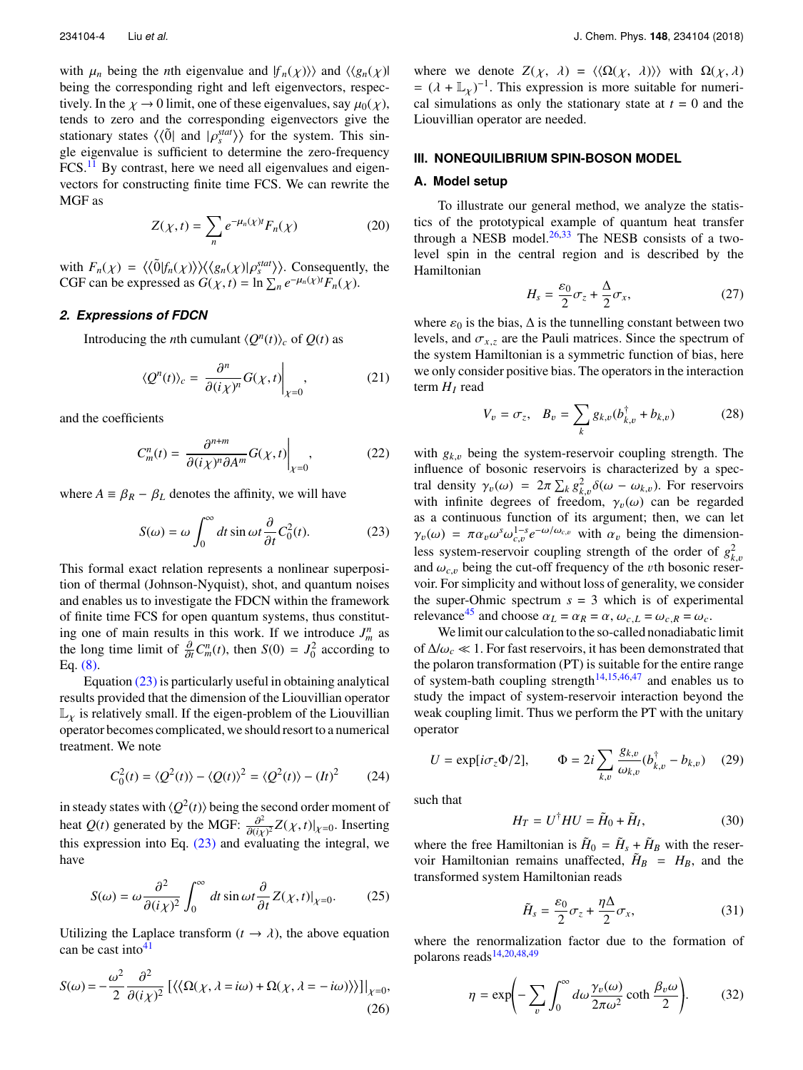with $\mu_n$ being the $n$th eigenvalue and $|f_n(\chi)\rangle\rangle$ and $\langle\langle g_n(\chi)|$ being the corresponding right and left eigenvectors, respectively. In the $\chi \to 0$ limit, one of these eigenvalues, say $\mu_0(\chi)$, tends to zero and the corresponding eigenvectors give the stationary states $\langle\langle\tilde{0}|$ and $|\rho_s^{stat}\rangle\rangle$ for the system. This single eigenvalue is sufficient to determine the zero-frequency FCS.[11] By contrast, here we need all eigenvalues and eigenvectors for constructing finite time FCS. We can rewrite the MGF as

$$Z(\chi, t) = \sum_n e^{-\mu_n(\chi)t} F_n(\chi) \tag{20}$$

with $F_n(\chi) = \langle\langle\tilde{0}|f_n(\chi)\rangle\rangle\langle\langle g_n(\chi)|\rho_s^{stat}\rangle\rangle$. Consequently, the CGF can be expressed as $G(\chi, t) = \ln \sum_n e^{-\mu_n(\chi)t} F_n(\chi)$.

### 2. Expressions of FDCN

Introducing the $n$th cumulant $\langle Q^n(t)\rangle_c$ of $Q(t)$ as

$$\langle Q^n(t)\rangle_c = \left.\frac{\partial^n}{\partial(i\chi)^n} G(\chi, t)\right|_{\chi=0}, \tag{21}$$

and the coefficients

$$C_m^n(t) = \left.\frac{\partial^{n+m}}{\partial(i\chi)^n \partial A^m} G(\chi, t)\right|_{\chi=0}, \tag{22}$$

where $A \equiv \beta_R - \beta_L$ denotes the affinity, we will have

$$S(\omega) = \omega \int_0^\infty dt \sin\omega t \frac{\partial}{\partial t} C_0^2(t). \tag{23}$$

This formal exact relation represents a nonlinear superposition of thermal (Johnson-Nyquist), shot, and quantum noises and enables us to investigate the FDCN within the framework of finite time FCS for open quantum systems, thus constituting one of main results in this work. If we introduce $J_m^n$ as the long time limit of $\frac{\partial}{\partial t} C_m^n(t)$, then $S(0) = J_0^2$ according to Eq. (8).

Equation (23) is particularly useful in obtaining analytical results provided that the dimension of the Liouvillian operator $\mathbb{L}_\chi$ is relatively small. If the eigen-problem of the Liouvillian operator becomes complicated, we should resort to a numerical treatment. We note

$$C_0^2(t) = \langle Q^2(t)\rangle - \langle Q(t)\rangle^2 = \langle Q^2(t)\rangle - (It)^2 \tag{24}$$

in steady states with $\langle Q^2(t)\rangle$ being the second order moment of heat $Q(t)$ generated by the MGF: $\frac{\partial^2}{\partial(i\chi)^2} Z(\chi, t)|_{\chi=0}$. Inserting this expression into Eq. (23) and evaluating the integral, we have

$$S(\omega) = \omega \frac{\partial^2}{\partial(i\chi)^2} \int_0^\infty dt \sin\omega t \frac{\partial}{\partial t} Z(\chi, t)|_{\chi=0}. \tag{25}$$

Utilizing the Laplace transform ($t \to \lambda$), the above equation can be cast into[41]

$$S(\omega) = -\frac{\omega^2}{2} \frac{\partial^2}{\partial(i\chi)^2} \left[\langle\langle\Omega(\chi, \lambda = i\omega) + \Omega(\chi, \lambda = -i\omega)\rangle\rangle\right]\big|_{\chi=0}, \tag{26}$$

where we denote $Z(\chi, \lambda) = \langle\langle\Omega(\chi, \lambda)\rangle\rangle$ with $\Omega(\chi, \lambda) = (\lambda + \mathbb{L}_\chi)^{-1}$. This expression is more suitable for numerical simulations as only the stationary state at $t = 0$ and the Liouvillian operator are needed.

## III. NONEQUILIBRIUM SPIN-BOSON MODEL

### A. Model setup

To illustrate our general method, we analyze the statistics of the prototypical example of quantum heat transfer through a NESB model.[26,33] The NESB consists of a two-level spin in the central region and is described by the Hamiltonian

$$H_s = \frac{\varepsilon_0}{2}\sigma_z + \frac{\Delta}{2}\sigma_x, \tag{27}$$

where $\varepsilon_0$ is the bias, $\Delta$ is the tunnelling constant between two levels, and $\sigma_{x,z}$ are the Pauli matrices. Since the spectrum of the system Hamiltonian is a symmetric function of bias, here we only consider positive bias. The operators in the interaction term $H_I$ read

$$V_v = \sigma_z, \quad B_v = \sum_k g_{k,v}(b_{k,v}^\dagger + b_{k,v}) \tag{28}$$

with $g_{k,v}$ being the system-reservoir coupling strength. The influence of bosonic reservoirs is characterized by a spectral density $\gamma_v(\omega) = 2\pi \sum_k g_{k,v}^2 \delta(\omega - \omega_{k,v})$. For reservoirs with infinite degrees of freedom, $\gamma_v(\omega)$ can be regarded as a continuous function of its argument; then, we can let $\gamma_v(\omega) = \pi\alpha_v\omega^s\omega_{c,v}^{1-s}e^{-\omega/\omega_{c,v}}$ with $\alpha_v$ being the dimensionless system-reservoir coupling strength of the order of $g_{k,v}^2$ and $\omega_{c,v}$ being the cut-off frequency of the $v$th bosonic reservoir. For simplicity and without loss of generality, we consider the super-Ohmic spectrum $s = 3$ which is of experimental relevance[45] and choose $\alpha_L = \alpha_R = \alpha$, $\omega_{c,L} = \omega_{c,R} = \omega_c$.

We limit our calculation to the so-called nonadiabatic limit of $\Delta/\omega_c \ll 1$. For fast reservoirs, it has been demonstrated that the polaron transformation (PT) is suitable for the entire range of system-bath coupling strength[14,15,46,47] and enables us to study the impact of system-reservoir interaction beyond the weak coupling limit. Thus we perform the PT with the unitary operator

$$U = \exp[i\sigma_z\Phi/2], \qquad \Phi = 2i\sum_{k,v}\frac{g_{k,v}}{\omega_{k,v}}(b_{k,v}^\dagger - b_{k,v}) \tag{29}$$

such that

$$H_T = U^\dagger H U = \tilde{H}_0 + \tilde{H}_I, \tag{30}$$

where the free Hamiltonian is $\tilde{H}_0 = \tilde{H}_s + \tilde{H}_B$ with the reservoir Hamiltonian remains unaffected, $\tilde{H}_B = H_B$, and the transformed system Hamiltonian reads

$$\tilde{H}_s = \frac{\varepsilon_0}{2}\sigma_z + \frac{\eta\Delta}{2}\sigma_x, \tag{31}$$

where the renormalization factor due to the formation of polarons reads[14,20,48,49]

$$\eta = \exp\left(-\sum_v \int_0^\infty d\omega \frac{\gamma_v(\omega)}{2\pi\omega^2}\coth\frac{\beta_v\omega}{2}\right). \tag{32}$$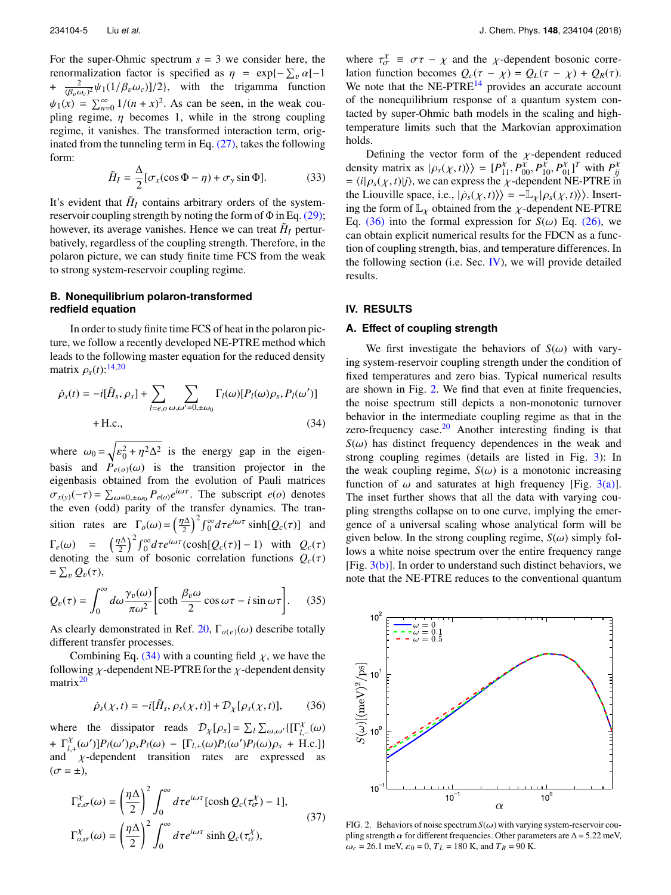For the super-Ohmic spectrum $s = 3$ we consider here, the renormalization factor is specified as $\eta = \exp\{-\sum_v \alpha[-1 + \frac{2}{(\beta_v \omega_c)^2}\psi_1(1/\beta_v\omega_c)]/2\}$, with the trigamma function $\psi_1(x) = \sum_{n=0}^{\infty} 1/(n+x)^2$. As can be seen, in the weak coupling regime, $\eta$ becomes 1, while in the strong coupling regime, it vanishes. The transformed interaction term, originated from the tunneling term in Eq. (27), takes the following form:

$$\tilde{H}_I = \frac{\Delta}{2}[\sigma_x(\cos\Phi - \eta) + \sigma_y \sin\Phi]. \tag{33}$$

It's evident that $\tilde{H}_I$ contains arbitrary orders of the system-reservoir coupling strength by noting the form of $\Phi$ in Eq. (29); however, its average vanishes. Hence we can treat $\tilde{H}_I$ perturbatively, regardless of the coupling strength. Therefore, in the polaron picture, we can study finite time FCS from the weak to strong system-reservoir coupling regime.

### B. Nonequilibrium polaron-transformed redfield equation

In order to study finite time FCS of heat in the polaron picture, we follow a recently developed NE-PTRE method which leads to the following master equation for the reduced density matrix $\rho_s(t)$:[14,20]

$$\dot{\rho}_s(t) = -i[\tilde{H}_s, \rho_s] + \sum_{l=e,o}\sum_{\omega,\omega'=0,\pm\omega_0} \Gamma_l(\omega)[P_l(\omega)\rho_s, P_l(\omega')] + \text{H.c.}, \tag{34}$$

where $\omega_0 = \sqrt{\varepsilon_0^2 + \eta^2\Delta^2}$ is the energy gap in the eigenbasis and $P_{e(o)}(\omega)$ is the transition projector in the eigenbasis obtained from the evolution of Pauli matrices $\sigma_{x(y)}(-\tau) = \sum_{\omega=0,\pm\omega_0} P_{e(o)} e^{i\omega\tau}$. The subscript $e(o)$ denotes the even (odd) parity of the transfer dynamics. The transition rates are $\Gamma_o(\omega) = \left(\frac{\eta\Delta}{2}\right)^2 \int_0^\infty d\tau e^{i\omega\tau}\sinh[Q_c(\tau)]$ and $\Gamma_e(\omega) = \left(\frac{\eta\Delta}{2}\right)^2 \int_0^\infty d\tau e^{i\omega\tau}(\cosh[Q_c(\tau)] - 1)$ with $Q_c(\tau)$ denoting the sum of bosonic correlation functions $Q_c(\tau) = \sum_v Q_v(\tau)$,

$$Q_v(\tau) = \int_0^\infty d\omega \frac{\gamma_v(\omega)}{\pi\omega^2}\left[\coth\frac{\beta_v\omega}{2}\cos\omega\tau - i\sin\omega\tau\right]. \tag{35}$$

As clearly demonstrated in Ref. 20, $\Gamma_{o(e)}(\omega)$ describe totally different transfer processes.

Combining Eq. (34) with a counting field $\chi$, we have the following $\chi$-dependent NE-PTRE for the $\chi$-dependent density matrix[20]

$$\dot{\rho}_s(\chi, t) = -i[\tilde{H}_s, \rho_s(\chi, t)] + \mathcal{D}_\chi[\rho_s(\chi, t)], \tag{36}$$

where the dissipator reads $\mathcal{D}_\chi[\rho_s] = \sum_l \sum_{\omega,\omega'}\{[\Gamma^\chi_{l,-}(\omega) + \Gamma^\chi_{l,+}(\omega')]P_l(\omega')\rho_s P_l(\omega) - [\Gamma_{l,+}(\omega)P_l(\omega')P_l(\omega)\rho_s + \text{H.c.}]\}$ and $\chi$-dependent transition rates are expressed as $(\sigma = \pm)$,

$$\begin{aligned}
\Gamma^\chi_{e,\sigma}(\omega) &= \left(\frac{\eta\Delta}{2}\right)^2 \int_0^\infty d\tau e^{i\omega\tau}[\cosh Q_c(\tau^\chi_\sigma) - 1], \\
\Gamma^\chi_{o,\sigma}(\omega) &= \left(\frac{\eta\Delta}{2}\right)^2 \int_0^\infty d\tau e^{i\omega\tau} \sinh Q_c(\tau^\chi_\sigma),
\end{aligned} \tag{37}$$

where $\tau^\chi_\sigma \equiv \sigma\tau - \chi$ and the $\chi$-dependent bosonic correlation function becomes $Q_c(\tau - \chi) = Q_L(\tau - \chi) + Q_R(\tau)$. We note that the NE-PTRE[14] provides an accurate account of the nonequilibrium response of a quantum system contacted by super-Ohmic bath models in the scaling and high-temperature limits such that the Markovian approximation holds.

Defining the vector form of the $\chi$-dependent reduced density matrix as $|\rho_s(\chi, t)\rangle\rangle = [P^\chi_{11}, P^\chi_{00}, P^\chi_{10}, P^\chi_{01}]^T$ with $P^\chi_{ij} = \langle i|\rho_s(\chi, t)|j\rangle$, we can express the $\chi$-dependent NE-PTRE in the Liouville space, i.e., $|\dot{\rho}_s(\chi, t)\rangle\rangle = -\mathbb{L}_\chi|\rho_s(\chi, t)\rangle\rangle$. Inserting the form of $\mathbb{L}_\chi$ obtained from the $\chi$-dependent NE-PTRE Eq. (36) into the formal expression for $S(\omega)$ Eq. (26), we can obtain explicit numerical results for the FDCN as a function of coupling strength, bias, and temperature differences. In the following section (i.e. Sec. IV), we will provide detailed results.

## IV. RESULTS

### A. Effect of coupling strength

We first investigate the behaviors of $S(\omega)$ with varying system-reservoir coupling strength under the condition of fixed temperatures and zero bias. Typical numerical results are shown in Fig. 2. We find that even at finite frequencies, the noise spectrum still depicts a non-monotonic turnover behavior in the intermediate coupling regime as that in the zero-frequency case.[20] Another interesting finding is that $S(\omega)$ has distinct frequency dependences in the weak and strong coupling regimes (details are listed in Fig. 3): In the weak coupling regime, $S(\omega)$ is a monotonic increasing function of $\omega$ and saturates at high frequency [Fig. 3(a)]. The inset further shows that all the data with varying coupling strengths collapse on to one curve, implying the emergence of a universal scaling whose analytical form will be given below. In the strong coupling regime, $S(\omega)$ simply follows a white noise spectrum over the entire frequency range [Fig. 3(b)]. In order to understand such distinct behaviors, we note that the NE-PTRE reduces to the conventional quantum

FIG. 2. Behaviors of noise spectrum $S(\omega)$ with varying system-reservoir coupling strength $\alpha$ for different frequencies. Other parameters are $\Delta = 5.22$ meV, $\omega_c = 26.1$ meV, $\varepsilon_0 = 0$, $T_L = 180$ K, and $T_R = 90$ K.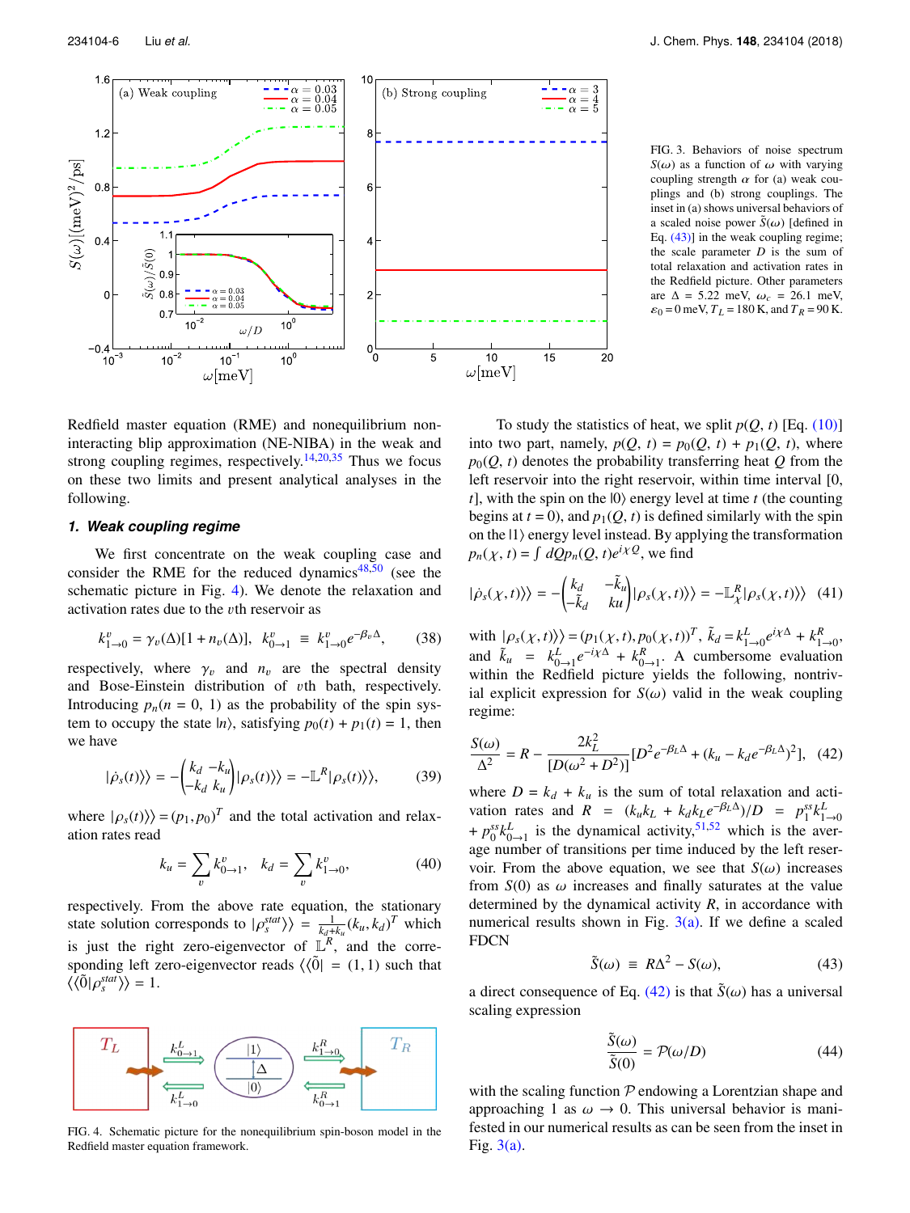FIG. 3. Behaviors of noise spectrum $S(\omega)$ as a function of $\omega$ with varying coupling strength $\alpha$ for (a) weak couplings and (b) strong couplings. The inset in (a) shows universal behaviors of a scaled noise power $\tilde{S}(\omega)$ [defined in Eq. (43)] in the weak coupling regime; the scale parameter $D$ is the sum of total relaxation and activation rates in the Redfield picture. Other parameters are $\Delta = 5.22$ meV, $\omega_c = 26.1$ meV, $\varepsilon_0 = 0$ meV, $T_L = 180$ K, and $T_R = 90$ K.

Redfield master equation (RME) and nonequilibrium noninteracting blip approximation (NE-NIBA) in the weak and strong coupling regimes, respectively.[14,20,35] Thus we focus on these two limits and present analytical analyses in the following.

### 1. Weak coupling regime

We first concentrate on the weak coupling case and consider the RME for the reduced dynamics[48,50] (see the schematic picture in Fig. 4). We denote the relaxation and activation rates due to the $v$th reservoir as

$$k^v_{1\to 0} = \gamma_v(\Delta)[1 + n_v(\Delta)], \quad k^v_{0\to 1} \equiv k^v_{1\to 0} e^{-\beta_v \Delta}, \tag{38}$$

respectively, where $\gamma_v$ and $n_v$ are the spectral density and Bose-Einstein distribution of $v$th bath, respectively. Introducing $p_n(n = 0, 1)$ as the probability of the spin system to occupy the state $|n\rangle$, satisfying $p_0(t) + p_1(t) = 1$, then we have

$$|\dot{\rho}_s(t)\rangle\rangle = -\begin{pmatrix} k_d & -k_u \\ -k_d & k_u \end{pmatrix} |\rho_s(t)\rangle\rangle = -\mathbb{L}^R |\rho_s(t)\rangle\rangle, \tag{39}$$

where $|\rho_s(t)\rangle\rangle = (p_1, p_0)^T$ and the total activation and relaxation rates read

$$k_u = \sum_v k^v_{0\to 1}, \quad k_d = \sum_v k^v_{1\to 0}, \tag{40}$$

respectively. From the above rate equation, the stationary state solution corresponds to $|\rho_s^{stat}\rangle\rangle = \frac{1}{k_d + k_u}(k_u, k_d)^T$ which is just the right zero-eigenvector of $\mathbb{L}^R$, and the corresponding left zero-eigenvector reads $\langle\langle \tilde{0}| = (1, 1)$ such that $\langle\langle \tilde{0}|\rho_s^{stat}\rangle\rangle = 1$.

FIG. 4. Schematic picture for the nonequilibrium spin-boson model in the Redfield master equation framework.

To study the statistics of heat, we split $p(Q, t)$ [Eq. (10)] into two part, namely, $p(Q, t) = p_0(Q, t) + p_1(Q, t)$, where $p_0(Q, t)$ denotes the probability transferring heat $Q$ from the left reservoir into the right reservoir, within time interval $[0, t]$, with the spin on the $|0\rangle$ energy level at time $t$ (the counting begins at $t = 0$), and $p_1(Q, t)$ is defined similarly with the spin on the $|1\rangle$ energy level instead. By applying the transformation $p_n(\chi, t) = \int dQ p_n(Q, t) e^{i\chi Q}$, we find

$$|\dot{\rho}_s(\chi, t)\rangle\rangle = -\begin{pmatrix} k_d & -\tilde{k}_u \\ -\tilde{k}_d & ku \end{pmatrix} |\rho_s(\chi, t)\rangle\rangle = -\mathbb{L}^R_\chi |\rho_s(\chi, t)\rangle\rangle \tag{41}$$

with $|\rho_s(\chi, t)\rangle\rangle = (p_1(\chi, t), p_0(\chi, t))^T$, $\tilde{k}_d = k^L_{1\to 0} e^{i\chi\Delta} + k^R_{1\to 0}$, and $\tilde{k}_u = k^L_{0\to 1} e^{-i\chi\Delta} + k^R_{0\to 1}$. A cumbersome evaluation within the Redfield picture yields the following, nontrivial explicit expression for $S(\omega)$ valid in the weak coupling regime:

$$\frac{S(\omega)}{\Delta^2} = R - \frac{2k_L^2}{[D(\omega^2 + D^2)]}[D^2 e^{-\beta_L \Delta} + (k_u - k_d e^{-\beta_L \Delta})^2], \tag{42}$$

where $D = k_d + k_u$ is the sum of total relaxation and activation rates and $R = (k_u k_L + k_d k_L e^{-\beta_L \Delta})/D = p_1^{ss} k^L_{1\to 0} + p_0^{ss} k^L_{0\to 1}$ is the dynamical activity,[51,52] which is the average number of transitions per time induced by the left reservoir. From the above equation, we see that $S(\omega)$ increases from $S(0)$ as $\omega$ increases and finally saturates at the value determined by the dynamical activity $R$, in accordance with numerical results shown in Fig. 3(a). If we define a scaled FDCN

$$\tilde{S}(\omega) \equiv R\Delta^2 - S(\omega), \tag{43}$$

a direct consequence of Eq. (42) is that $\tilde{S}(\omega)$ has a universal scaling expression

$$\frac{\tilde{S}(\omega)}{\tilde{S}(0)} = \mathcal{P}(\omega/D) \tag{44}$$

with the scaling function $\mathcal{P}$ endowing a Lorentzian shape and approaching 1 as $\omega \to 0$. This universal behavior is manifested in our numerical results as can be seen from the inset in Fig. 3(a).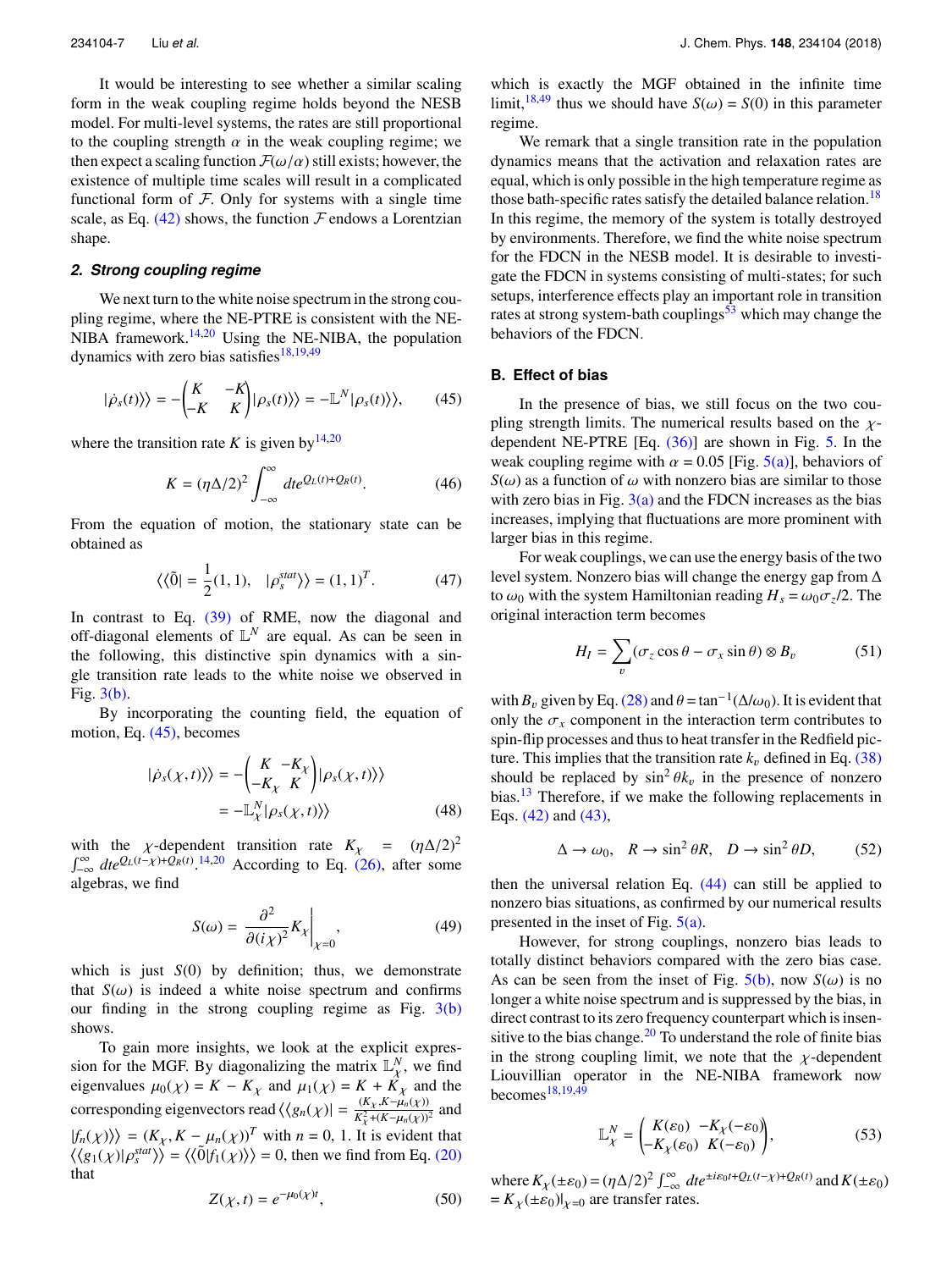It would be interesting to see whether a similar scaling form in the weak coupling regime holds beyond the NESB model. For multi-level systems, the rates are still proportional to the coupling strength $\alpha$ in the weak coupling regime; we then expect a scaling function $\mathcal{F}(\omega/\alpha)$ still exists; however, the existence of multiple time scales will result in a complicated functional form of $\mathcal{F}$. Only for systems with a single time scale, as Eq. (42) shows, the function $\mathcal{F}$ endows a Lorentzian shape.

### 2. Strong coupling regime

We next turn to the white noise spectrum in the strong coupling regime, where the NE-PTRE is consistent with the NE-NIBA framework.[14,20] Using the NE-NIBA, the population dynamics with zero bias satisfies[18,19,49]

$$|\dot{\rho}_s(t)\rangle\rangle = -\begin{pmatrix} K & -K \\ -K & K \end{pmatrix} |\rho_s(t)\rangle\rangle = -\mathbb{L}^N |\rho_s(t)\rangle\rangle, \tag{45}$$

where the transition rate $K$ is given by[14,20]

$$K = (\eta\Delta/2)^2 \int_{-\infty}^{\infty} dt e^{Q_L(t)+Q_R(t)}. \tag{46}$$

From the equation of motion, the stationary state can be obtained as

$$\langle\langle\tilde{0}| = \frac{1}{2}(1,1), \quad |\rho_s^{stat}\rangle\rangle = (1,1)^T. \tag{47}$$

In contrast to Eq. (39) of RME, now the diagonal and off-diagonal elements of $\mathbb{L}^N$ are equal. As can be seen in the following, this distinctive spin dynamics with a single transition rate leads to the white noise we observed in Fig. 3(b).

By incorporating the counting field, the equation of motion, Eq. (45), becomes

$$\begin{aligned} |\dot{\rho}_s(\chi,t)\rangle\rangle &= -\begin{pmatrix} K & -K_\chi \\ -K_\chi & K \end{pmatrix} |\rho_s(\chi,t)\rangle\rangle \\ &= -\mathbb{L}_\chi^N |\rho_s(\chi,t)\rangle\rangle \end{aligned} \tag{48}$$

with the $\chi$-dependent transition rate $K_\chi = (\eta\Delta/2)^2 \int_{-\infty}^{\infty} dt e^{Q_L(t-\chi)+Q_R(t)}$.[14,20] According to Eq. (26), after some algebras, we find

$$S(\omega) = \frac{\partial^2}{\partial(i\chi)^2} K_\chi \bigg|_{\chi=0}, \tag{49}$$

which is just $S(0)$ by definition; thus, we demonstrate that $S(\omega)$ is indeed a white noise spectrum and confirms our finding in the strong coupling regime as Fig. 3(b) shows.

To gain more insights, we look at the explicit expression for the MGF. By diagonalizing the matrix $\mathbb{L}_\chi^N$, we find eigenvalues $\mu_0(\chi) = K - K_\chi$ and $\mu_1(\chi) = K + K_\chi$ and the corresponding eigenvectors read $\langle\langle g_n(\chi)| = \frac{(K_\chi, K-\mu_n(\chi))}{K_\chi^2 + (K-\mu_n(\chi))^2}$ and $|f_n(\chi)\rangle\rangle = (K_\chi, K-\mu_n(\chi))^T$ with $n = 0, 1$. It is evident that $\langle\langle g_1(\chi)|\rho_s^{stat}\rangle\rangle = \langle\langle\tilde{0}|f_1(\chi)\rangle\rangle = 0$, then we find from Eq. (20) that

$$Z(\chi,t) = e^{-\mu_0(\chi)t}, \tag{50}$$

which is exactly the MGF obtained in the infinite time limit,[18,49] thus we should have $S(\omega) = S(0)$ in this parameter regime.

We remark that a single transition rate in the population dynamics means that the activation and relaxation rates are equal, which is only possible in the high temperature regime as those bath-specific rates satisfy the detailed balance relation.[18] In this regime, the memory of the system is totally destroyed by environments. Therefore, we find the white noise spectrum for the FDCN in the NESB model. It is desirable to investigate the FDCN in systems consisting of multi-states; for such setups, interference effects play an important role in transition rates at strong system-bath couplings[53] which may change the behaviors of the FDCN.

## B. Effect of bias

In the presence of bias, we still focus on the two coupling strength limits. The numerical results based on the $\chi$-dependent NE-PTRE [Eq. (36)] are shown in Fig. 5. In the weak coupling regime with $\alpha = 0.05$ [Fig. 5(a)], behaviors of $S(\omega)$ as a function of $\omega$ with nonzero bias are similar to those with zero bias in Fig. 3(a) and the FDCN increases as the bias increases, implying that fluctuations are more prominent with larger bias in this regime.

For weak couplings, we can use the energy basis of the two level system. Nonzero bias will change the energy gap from $\Delta$ to $\omega_0$ with the system Hamiltonian reading $H_s = \omega_0\sigma_z/2$. The original interaction term becomes

$$H_I = \sum_v (\sigma_z \cos\theta - \sigma_x \sin\theta) \otimes B_v \tag{51}$$

with $B_v$ given by Eq. (28) and $\theta = \tan^{-1}(\Delta/\omega_0)$. It is evident that only the $\sigma_x$ component in the interaction term contributes to spin-flip processes and thus to heat transfer in the Redfield picture. This implies that the transition rate $k_v$ defined in Eq. (38) should be replaced by $\sin^2\theta k_v$ in the presence of nonzero bias.[13] Therefore, if we make the following replacements in Eqs. (42) and (43),

$$\Delta \to \omega_0, \quad R \to \sin^2\theta R, \quad D \to \sin^2\theta D, \tag{52}$$

then the universal relation Eq. (44) can still be applied to nonzero bias situations, as confirmed by our numerical results presented in the inset of Fig. 5(a).

However, for strong couplings, nonzero bias leads to totally distinct behaviors compared with the zero bias case. As can be seen from the inset of Fig. 5(b), now $S(\omega)$ is no longer a white noise spectrum and is suppressed by the bias, in direct contrast to its zero frequency counterpart which is insensitive to the bias change.[20] To understand the role of finite bias in the strong coupling limit, we note that the $\chi$-dependent Liouvillian operator in the NE-NIBA framework now becomes[18,19,49]

$$\mathbb{L}_\chi^N = \begin{pmatrix} K(\varepsilon_0) & -K_\chi(-\varepsilon_0) \\ -K_\chi(\varepsilon_0) & K(-\varepsilon_0) \end{pmatrix}, \tag{53}$$

where $K_\chi(\pm\varepsilon_0) = (\eta\Delta/2)^2 \int_{-\infty}^{\infty} dt e^{\pm i\varepsilon_0 t + Q_L(t-\chi)+Q_R(t)}$ and $K(\pm\varepsilon_0) = K_\chi(\pm\varepsilon_0)|_{\chi=0}$ are transfer rates.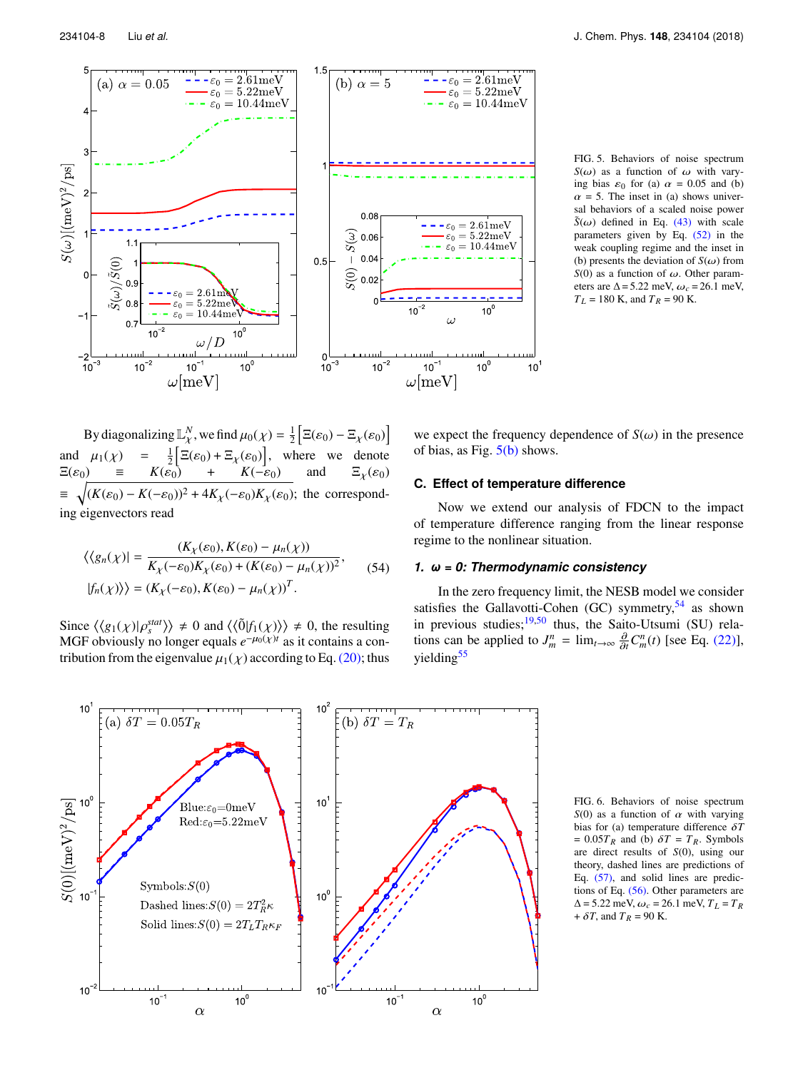FIG. 5. Behaviors of noise spectrum $S(\omega)$ as a function of $\omega$ with varying bias $\varepsilon_0$ for (a) $\alpha = 0.05$ and (b) $\alpha = 5$. The inset in (a) shows universal behaviors of a scaled noise power $\tilde{S}(\omega)$ defined in Eq. (43) with scale parameters given by Eq. (52) in the weak coupling regime and the inset in (b) presents the deviation of $S(\omega)$ from $S(0)$ as a function of $\omega$. Other parameters are $\Delta = 5.22$ meV, $\omega_c = 26.1$ meV, $T_L = 180$ K, and $T_R = 90$ K.

By diagonalizing $\mathbb{L}_\chi^N$, we find $\mu_0(\chi) = \frac{1}{2}\left[\Xi(\varepsilon_0) - \Xi_\chi(\varepsilon_0)\right]$ and $\mu_1(\chi) = \frac{1}{2}\left[\Xi(\varepsilon_0) + \Xi_\chi(\varepsilon_0)\right]$, where we denote $\Xi(\varepsilon_0) \equiv K(\varepsilon_0) + K(-\varepsilon_0)$ and $\Xi_\chi(\varepsilon_0) \equiv \sqrt{(K(\varepsilon_0) - K(-\varepsilon_0))^2 + 4K_\chi(-\varepsilon_0)K_\chi(\varepsilon_0)}$; the corresponding eigenvectors read

$$\langle\langle g_n(\chi)| = \frac{(K_\chi(\varepsilon_0), K(\varepsilon_0) - \mu_n(\chi))}{K_\chi(-\varepsilon_0)K_\chi(\varepsilon_0) + (K(\varepsilon_0) - \mu_n(\chi))^2},$$
$$|f_n(\chi)\rangle\rangle = (K_\chi(-\varepsilon_0), K(\varepsilon_0) - \mu_n(\chi))^T. \tag{54}$$

Since $\langle\langle g_1(\chi)|\rho_s^{stat}\rangle\rangle \neq 0$ and $\langle\langle \tilde{0}|f_1(\chi)\rangle\rangle \neq 0$, the resulting MGF obviously no longer equals $e^{-\mu_0(\chi)t}$ as it contains a contribution from the eigenvalue $\mu_1(\chi)$ according to Eq. (20); thus we expect the frequency dependence of $S(\omega)$ in the presence of bias, as Fig. 5(b) shows.

### C. Effect of temperature difference

Now we extend our analysis of FDCN to the impact of temperature difference ranging from the linear response regime to the nonlinear situation.

#### 1. $\omega = 0$: Thermodynamic consistency

In the zero frequency limit, the NESB model we consider satisfies the Gallavotti-Cohen (GC) symmetry,[54] as shown in previous studies;[19,50] thus, the Saito-Utsumi (SU) relations can be applied to $J_m^n = \lim_{t\to\infty} \frac{\partial}{\partial t} C_m^n(t)$ [see Eq. (22)], yielding[55]

FIG. 6. Behaviors of noise spectrum $S(0)$ as a function of $\alpha$ with varying bias for (a) temperature difference $\delta T = 0.05T_R$ and (b) $\delta T = T_R$. Symbols are direct results of $S(0)$, using our theory, dashed lines are predictions of Eq. (57), and solid lines are predictions of Eq. (56). Other parameters are $\Delta = 5.22$ meV, $\omega_c = 26.1$ meV, $T_L = T_R + \delta T$, and $T_R = 90$ K.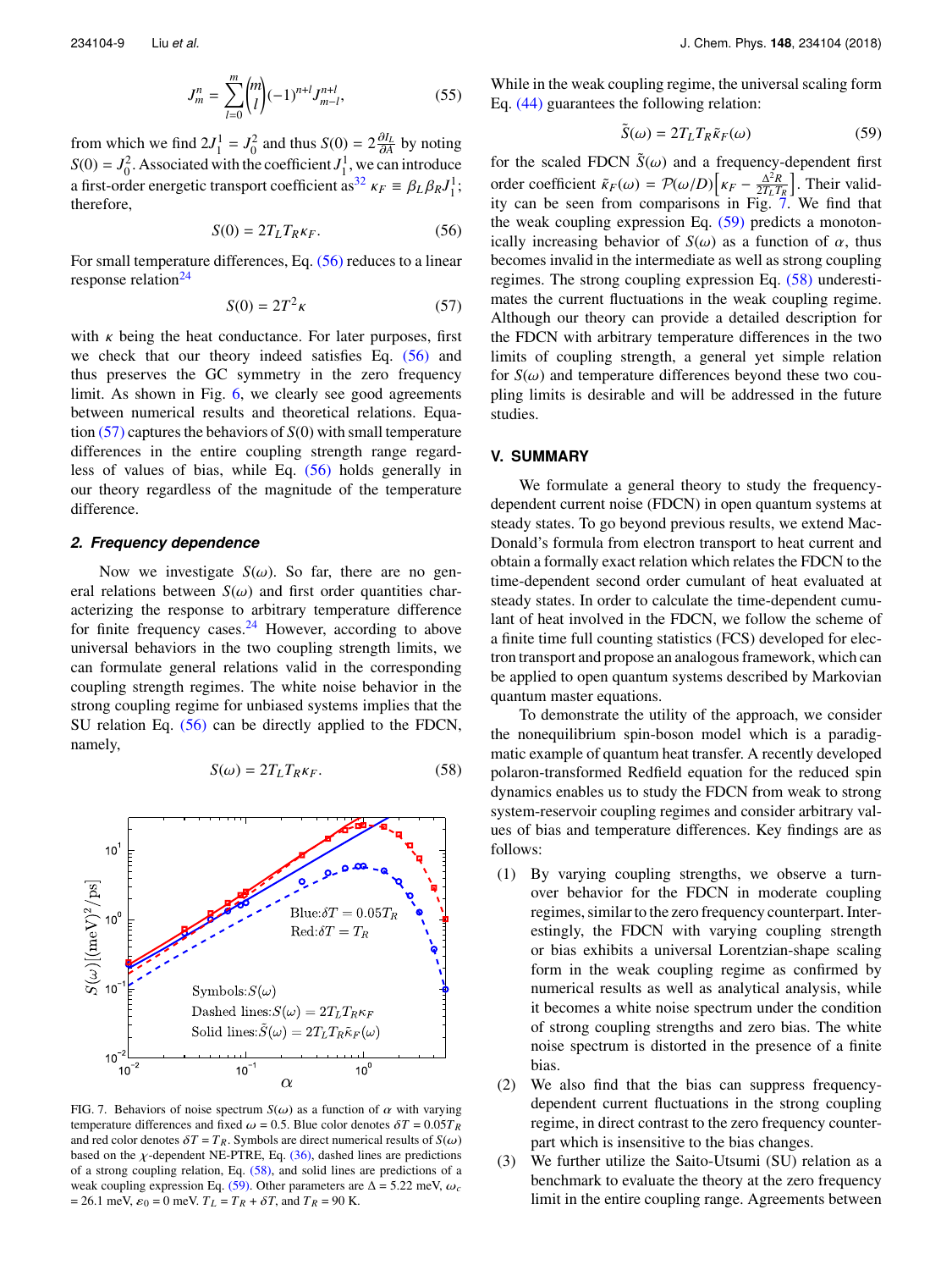$$J_m^n = \sum_{l=0}^{m} \binom{m}{l} (-1)^{n+l} J_{m-l}^{n+l}, \tag{55}$$

from which we find $2J_1^1 = J_0^2$ and thus $S(0) = 2\frac{\partial I_L}{\partial A}$ by noting $S(0) = J_0^2$. Associated with the coefficient $J_1^1$, we can introduce a first-order energetic transport coefficient as[32] $\kappa_F \equiv \beta_L \beta_R J_1^1$; therefore,

$$S(0) = 2T_L T_R \kappa_F. \tag{56}$$

For small temperature differences, Eq. (56) reduces to a linear response relation[24]

$$S(0) = 2T^2 \kappa \tag{57}$$

with $\kappa$ being the heat conductance. For later purposes, first we check that our theory indeed satisfies Eq. (56) and thus preserves the GC symmetry in the zero frequency limit. As shown in Fig. 6, we clearly see good agreements between numerical results and theoretical relations. Equation (57) captures the behaviors of $S(0)$ with small temperature differences in the entire coupling strength range regardless of values of bias, while Eq. (56) holds generally in our theory regardless of the magnitude of the temperature difference.

#### 2. Frequency dependence

Now we investigate $S(\omega)$. So far, there are no general relations between $S(\omega)$ and first order quantities characterizing the response to arbitrary temperature difference for finite frequency cases.[24] However, according to above universal behaviors in the two coupling strength limits, we can formulate general relations valid in the corresponding coupling strength regimes. The white noise behavior in the strong coupling regime for unbiased systems implies that the SU relation Eq. (56) can be directly applied to the FDCN, namely,

$$S(\omega) = 2T_L T_R \kappa_F. \tag{58}$$

FIG. 7. Behaviors of noise spectrum $S(\omega)$ as a function of $\alpha$ with varying temperature differences and fixed $\omega = 0.5$. Blue color denotes $\delta T = 0.05T_R$ and red color denotes $\delta T = T_R$. Symbols are direct numerical results of $S(\omega)$ based on the $\chi$-dependent NE-PTRE, Eq. (36), dashed lines are predictions of a strong coupling relation, Eq. (58), and solid lines are predictions of a weak coupling expression Eq. (59). Other parameters are $\Delta = 5.22$ meV, $\omega_c = 26.1$ meV, $\epsilon_0 = 0$ meV. $T_L = T_R + \delta T$, and $T_R = 90$ K.

While in the weak coupling regime, the universal scaling form Eq. (44) guarantees the following relation:

$$\tilde{S}(\omega) = 2T_L T_R \tilde{\kappa}_F(\omega) \tag{59}$$

for the scaled FDCN $\tilde{S}(\omega)$ and a frequency-dependent first order coefficient $\tilde{\kappa}_F(\omega) = \mathcal{P}(\omega/D)\left[\kappa_F - \frac{\Delta^2 R}{2T_L T_R}\right]$. Their validity can be seen from comparisons in Fig. 7. We find that the weak coupling expression Eq. (59) predicts a monotonically increasing behavior of $S(\omega)$ as a function of $\alpha$, thus becomes invalid in the intermediate as well as strong coupling regimes. The strong coupling expression Eq. (58) underestimates the current fluctuations in the weak coupling regime. Although our theory can provide a detailed description for the FDCN with arbitrary temperature differences in the two limits of coupling strength, a general yet simple relation for $S(\omega)$ and temperature differences beyond these two coupling limits is desirable and will be addressed in the future studies.

## V. SUMMARY

We formulate a general theory to study the frequency-dependent current noise (FDCN) in open quantum systems at steady states. To go beyond previous results, we extend MacDonald's formula from electron transport to heat current and obtain a formally exact relation which relates the FDCN to the time-dependent second order cumulant of heat evaluated at steady states. In order to calculate the time-dependent cumulant of heat involved in the FDCN, we follow the scheme of a finite time full counting statistics (FCS) developed for electron transport and propose an analogous framework, which can be applied to open quantum systems described by Markovian quantum master equations.

To demonstrate the utility of the approach, we consider the nonequilibrium spin-boson model which is a paradigmatic example of quantum heat transfer. A recently developed polaron-transformed Redfield equation for the reduced spin dynamics enables us to study the FDCN from weak to strong system-reservoir coupling regimes and consider arbitrary values of bias and temperature differences. Key findings are as follows:

1. By varying coupling strengths, we observe a turnover behavior for the FDCN in moderate coupling regimes, similar to the zero frequency counterpart. Interestingly, the FDCN with varying coupling strength or bias exhibits a universal Lorentzian-shape scaling form in the weak coupling regime as confirmed by numerical results as well as analytical analysis, while it becomes a white noise spectrum under the condition of strong coupling strengths and zero bias. The white noise spectrum is distorted in the presence of a finite bias.
2. We also find that the bias can suppress frequency-dependent current fluctuations in the strong coupling regime, in direct contrast to the zero frequency counterpart which is insensitive to the bias changes.
3. We further utilize the Saito-Utsumi (SU) relation as a benchmark to evaluate the theory at the zero frequency limit in the entire coupling range. Agreements between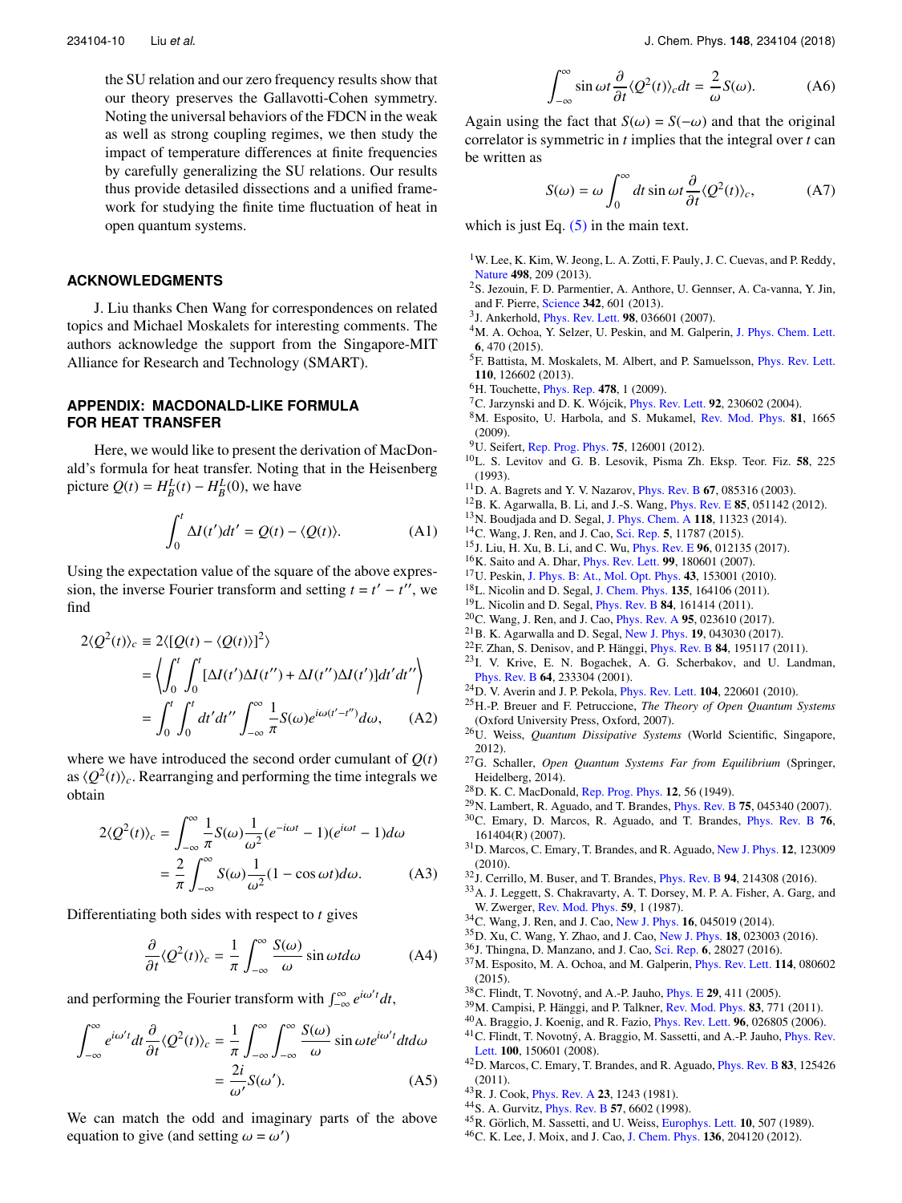the SU relation and our zero frequency results show that our theory preserves the Gallavotti-Cohen symmetry. Noting the universal behaviors of the FDCN in the weak as well as strong coupling regimes, we then study the impact of temperature differences at finite frequencies by carefully generalizing the SU relations. Our results thus provide detasiled dissections and a unified framework for studying the finite time fluctuation of heat in open quantum systems.

## ACKNOWLEDGMENTS

J. Liu thanks Chen Wang for correspondences on related topics and Michael Moskalets for interesting comments. The authors acknowledge the support from the Singapore-MIT Alliance for Research and Technology (SMART).

## APPENDIX: MACDONALD-LIKE FORMULA FOR HEAT TRANSFER

Here, we would like to present the derivation of MacDonald's formula for heat transfer. Noting that in the Heisenberg picture $Q(t) = H_B^L(t) - H_B^L(0)$, we have

$$\int_0^t \Delta I(t')dt' = Q(t) - \langle Q(t)\rangle. \tag{A1}$$

Using the expectation value of the square of the above expression, the inverse Fourier transform and setting $t = t' - t''$, we find

$$\begin{aligned} 2\langle Q^2(t)\rangle_c &\equiv 2\langle[Q(t) - \langle Q(t)\rangle]^2\rangle \\ &= \left\langle \int_0^t \int_0^t [\Delta I(t')\Delta I(t'') + \Delta I(t'')\Delta I(t')]dt'dt''\right\rangle \\ &= \int_0^t \int_0^t dt'dt'' \int_{-\infty}^{\infty} \frac{1}{\pi} S(\omega) e^{i\omega(t'-t'')} d\omega, \end{aligned} \tag{A2}$$

where we have introduced the second order cumulant of $Q(t)$ as $\langle Q^2(t)\rangle_c$. Rearranging and performing the time integrals we obtain

$$\begin{aligned} 2\langle Q^2(t)\rangle_c &= \int_{-\infty}^{\infty} \frac{1}{\pi} S(\omega) \frac{1}{\omega^2}(e^{-i\omega t} - 1)(e^{i\omega t} - 1)d\omega \\ &= \frac{2}{\pi}\int_{-\infty}^{\infty} S(\omega)\frac{1}{\omega^2}(1 - \cos\omega t)d\omega. \end{aligned} \tag{A3}$$

Differentiating both sides with respect to $t$ gives

$$\frac{\partial}{\partial t}\langle Q^2(t)\rangle_c = \frac{1}{\pi}\int_{-\infty}^{\infty} \frac{S(\omega)}{\omega}\sin\omega t d\omega \tag{A4}$$

and performing the Fourier transform with $\int_{-\infty}^{\infty} e^{i\omega' t}dt$,

$$\begin{aligned} \int_{-\infty}^{\infty} e^{i\omega' t}dt \frac{\partial}{\partial t}\langle Q^2(t)\rangle_c &= \frac{1}{\pi}\int_{-\infty}^{\infty}\int_{-\infty}^{\infty} \frac{S(\omega)}{\omega}\sin\omega t e^{i\omega' t}dtd\omega \\ &= \frac{2i}{\omega'}S(\omega'). \end{aligned} \tag{A5}$$

We can match the odd and imaginary parts of the above equation to give (and setting $\omega = \omega'$)

$$\int_{-\infty}^{\infty} \sin\omega t \frac{\partial}{\partial t}\langle Q^2(t)\rangle_c dt = \frac{2}{\omega}S(\omega). \tag{A6}$$

Again using the fact that $S(\omega) = S(-\omega)$ and that the original correlator is symmetric in $t$ implies that the integral over $t$ can be written as

$$S(\omega) = \omega \int_0^{\infty} dt \sin\omega t \frac{\partial}{\partial t}\langle Q^2(t)\rangle_c, \tag{A7}$$

which is just Eq. (5) in the main text.

[1] W. Lee, K. Kim, W. Jeong, L. A. Zotti, F. Pauly, J. C. Cuevas, and P. Reddy, Nature **498**, 209 (2013).
[2] S. Jezouin, F. D. Parmentier, A. Anthore, U. Gennser, A. Ca-vanna, Y. Jin, and F. Pierre, Science **342**, 601 (2013).
[3] J. Ankerhold, Phys. Rev. Lett. **98**, 036601 (2007).
[4] M. A. Ochoa, Y. Selzer, U. Peskin, and M. Galperin, J. Phys. Chem. Lett. **6**, 470 (2015).
[5] F. Battista, M. Moskalets, M. Albert, and P. Samuelsson, Phys. Rev. Lett. **110**, 126602 (2013).
[6] H. Touchette, Phys. Rep. **478**, 1 (2009).
[7] C. Jarzynski and D. K. Wójcik, Phys. Rev. Lett. **92**, 230602 (2004).
[8] M. Esposito, U. Harbola, and S. Mukamel, Rev. Mod. Phys. **81**, 1665 (2009).
[9] U. Seifert, Rep. Prog. Phys. **75**, 126001 (2012).
[10] L. S. Levitov and G. B. Lesovik, Pisma Zh. Eksp. Teor. Fiz. **58**, 225 (1993).
[11] D. A. Bagrets and Y. V. Nazarov, Phys. Rev. B **67**, 085316 (2003).
[12] B. K. Agarwalla, B. Li, and J.-S. Wang, Phys. Rev. E **85**, 051142 (2012).
[13] N. Boudjada and D. Segal, J. Phys. Chem. A **118**, 11323 (2014).
[14] C. Wang, J. Ren, and J. Cao, Sci. Rep. **5**, 11787 (2015).
[15] J. Liu, H. Xu, B. Li, and C. Wu, Phys. Rev. E **96**, 012135 (2017).
[16] K. Saito and A. Dhar, Phys. Rev. Lett. **99**, 180601 (2007).
[17] U. Peskin, J. Phys. B: At., Mol. Opt. Phys. **43**, 153001 (2010).
[18] L. Nicolin and D. Segal, J. Chem. Phys. **135**, 164106 (2011).
[19] L. Nicolin and D. Segal, Phys. Rev. B **84**, 161414 (2011).
[20] C. Wang, J. Ren, and J. Cao, Phys. Rev. A **95**, 023610 (2017).
[21] B. K. Agarwalla and D. Segal, New J. Phys. **19**, 043030 (2017).
[22] F. Zhan, S. Denisov, and P. Hänggi, Phys. Rev. B **84**, 195117 (2011).
[23] I. V. Krive, E. N. Bogachek, A. G. Scherbakov, and U. Landman, Phys. Rev. B **64**, 233304 (2001).
[24] D. V. Averin and J. P. Pekola, Phys. Rev. Lett. **104**, 220601 (2010).
[25] H.-P. Breuer and F. Petruccione, *The Theory of Open Quantum Systems* (Oxford University Press, Oxford, 2007).
[26] U. Weiss, *Quantum Dissipative Systems* (World Scientific, Singapore, 2012).
[27] G. Schaller, *Open Quantum Systems Far from Equilibrium* (Springer, Heidelberg, 2014).
[28] D. K. C. MacDonald, Rep. Prog. Phys. **12**, 56 (1949).
[29] N. Lambert, R. Aguado, and T. Brandes, Phys. Rev. B **75**, 045340 (2007).
[30] C. Emary, D. Marcos, R. Aguado, and T. Brandes, Phys. Rev. B **76**, 161404(R) (2007).
[31] D. Marcos, C. Emary, T. Brandes, and R. Aguado, New J. Phys. **12**, 123009 (2010).
[32] J. Cerrillo, M. Buser, and T. Brandes, Phys. Rev. B **94**, 214308 (2016).
[33] A. J. Leggett, S. Chakravarty, A. T. Dorsey, M. P. A. Fisher, A. Garg, and W. Zwerger, Rev. Mod. Phys. **59**, 1 (1987).
[34] C. Wang, J. Ren, and J. Cao, New J. Phys. **16**, 045019 (2014).
[35] D. Xu, C. Wang, Y. Zhao, and J. Cao, New J. Phys. **18**, 023003 (2016).
[36] J. Thingna, D. Manzano, and J. Cao, Sci. Rep. **6**, 28027 (2016).
[37] M. Esposito, M. A. Ochoa, and M. Galperin, Phys. Rev. Lett. **114**, 080602 (2015).
[38] C. Flindt, T. Novotný, and A.-P. Jauho, Phys. E **29**, 411 (2005).
[39] M. Campisi, P. Hänggi, and P. Talkner, Rev. Mod. Phys. **83**, 771 (2011).
[40] A. Braggio, J. Koenig, and R. Fazio, Phys. Rev. Lett. **96**, 026805 (2006).
[41] C. Flindt, T. Novotný, A. Braggio, M. Sassetti, and A.-P. Jauho, Phys. Rev. Lett. **100**, 150601 (2008).
[42] D. Marcos, C. Emary, T. Brandes, and R. Aguado, Phys. Rev. B **83**, 125426 (2011).
[43] R. J. Cook, Phys. Rev. A **23**, 1243 (1981).
[44] S. A. Gurvitz, Phys. Rev. B **57**, 6602 (1998).
[45] R. Görlich, M. Sassetti, and U. Weiss, Europhys. Lett. **10**, 507 (1989).
[46] C. K. Lee, J. Moix, and J. Cao, J. Chem. Phys. **136**, 204120 (2012).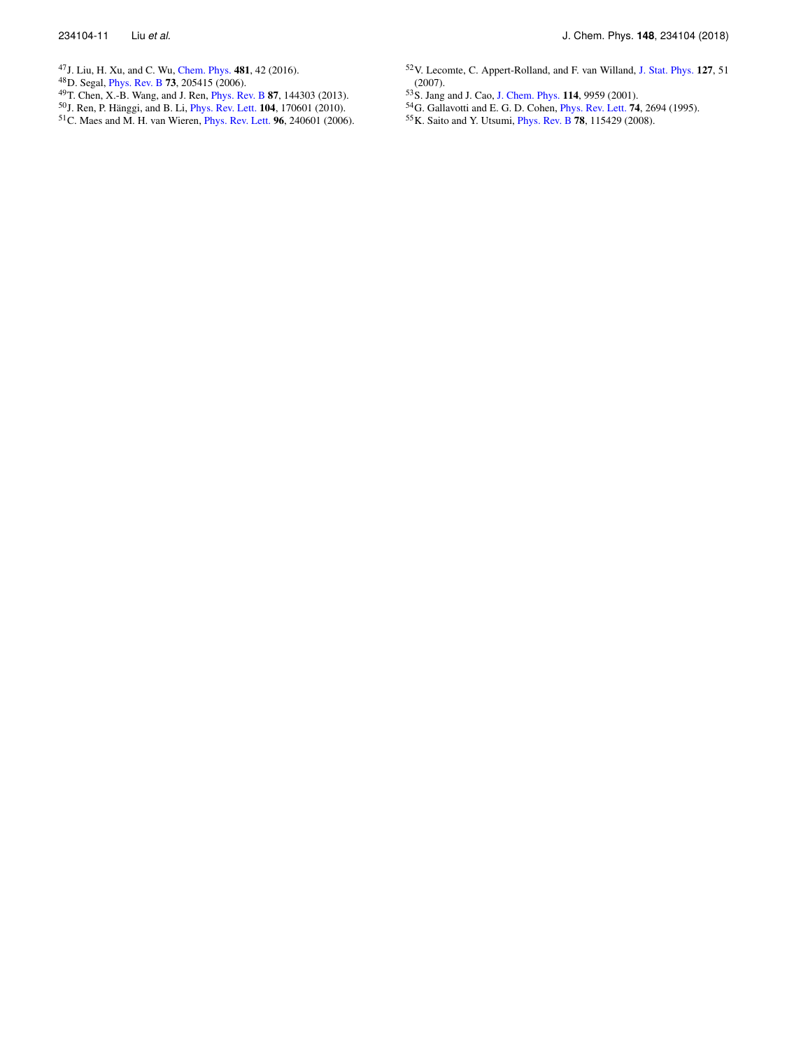[47] J. Liu, H. Xu, and C. Wu, Chem. Phys. **481**, 42 (2016).

[48] D. Segal, Phys. Rev. B **73**, 205415 (2006).

[49] T. Chen, X.-B. Wang, and J. Ren, Phys. Rev. B **87**, 144303 (2013).

[50] J. Ren, P. Hänggi, and B. Li, Phys. Rev. Lett. **104**, 170601 (2010).

[51] C. Maes and M. H. van Wieren, Phys. Rev. Lett. **96**, 240601 (2006).

[52] V. Lecomte, C. Appert-Rolland, and F. van Willand, J. Stat. Phys. **127**, 51 (2007).

[53] S. Jang and J. Cao, J. Chem. Phys. **114**, 9959 (2001).

[54] G. Gallavotti and E. G. D. Cohen, Phys. Rev. Lett. **74**, 2694 (1995).

[55] K. Saito and Y. Utsumi, Phys. Rev. B **78**, 115429 (2008).